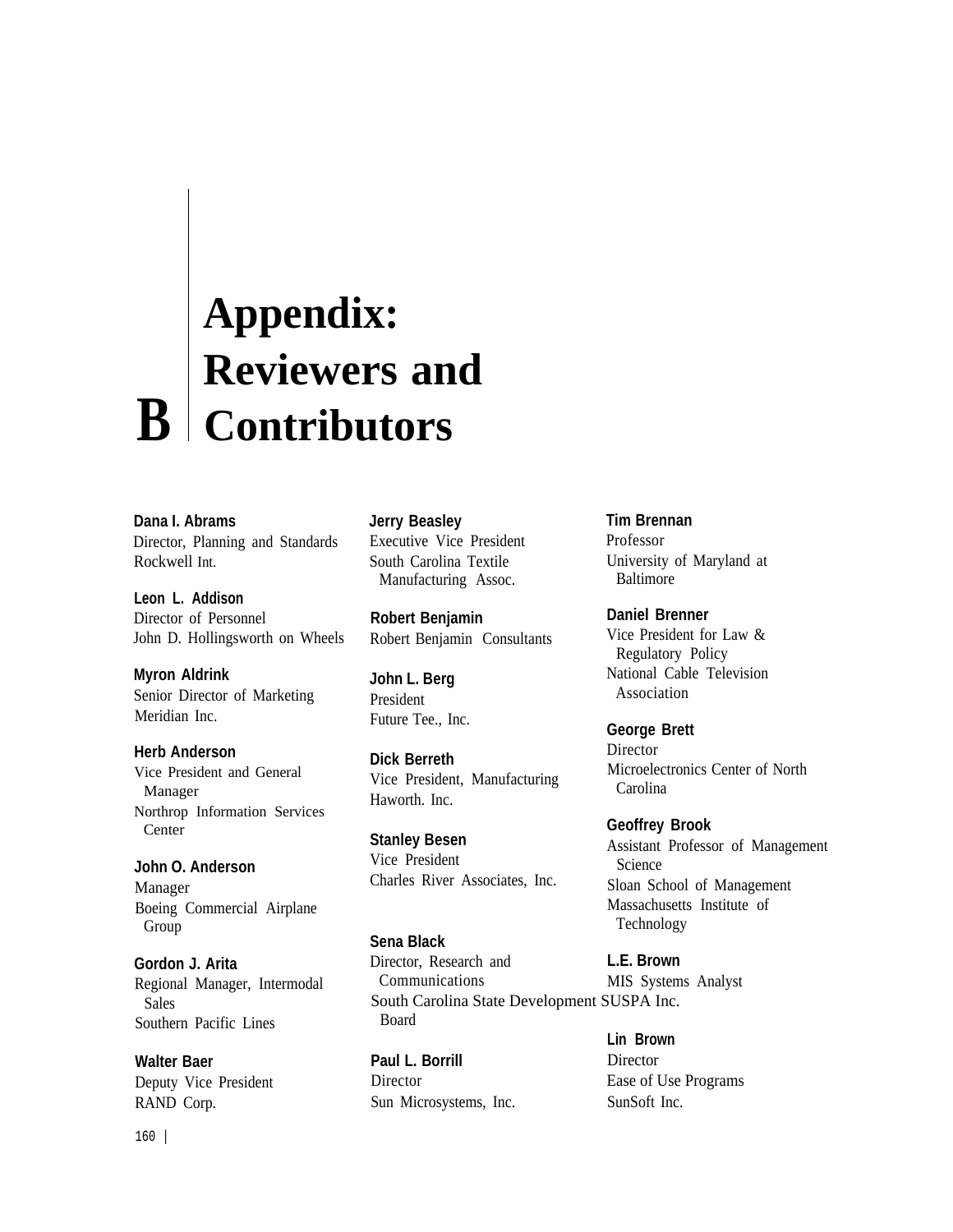# Appendix B: Reviewers and Contributors

**Dana I. Abrams**
Director, Planning and Standards
Rockwell Int.

**Leon L. Addison**
Director of Personnel
John D. Hollingsworth on Wheels

**Myron Aldrink**
Senior Director of Marketing
Meridian Inc.

**Herb Anderson**
Vice President and General Manager
Northrop Information Services Center

**John O. Anderson**
Manager
Boeing Commercial Airplane Group

**Gordon J. Arita**
Regional Manager, Intermodal Sales
Southern Pacific Lines

**Walter Baer**
Deputy Vice President
RAND Corp.

**Jerry Beasley**
Executive Vice President
South Carolina Textile Manufacturing Assoc.

**Robert Benjamin**
Robert Benjamin Consultants

**John L. Berg**
President
Future Tee., Inc.

**Dick Berreth**
Vice President, Manufacturing
Haworth. Inc.

**Stanley Besen**
Vice President
Charles River Associates, Inc.

**Sena Black**
Director, Research and Communications
South Carolina State Development Board

**Paul L. Borrill**
Director
Sun Microsystems, Inc.

**Tim Brennan**
Professor
University of Maryland at Baltimore

**Daniel Brenner**
Vice President for Law & Regulatory Policy
National Cable Television Association

**George Brett**
Director
Microelectronics Center of North Carolina

**Geoffrey Brook**
Assistant Professor of Management Science
Sloan School of Management
Massachusetts Institute of Technology

**L.E. Brown**
MIS Systems Analyst
SUSPA Inc.

**Lin Brown**
Director
Ease of Use Programs
SunSoft Inc.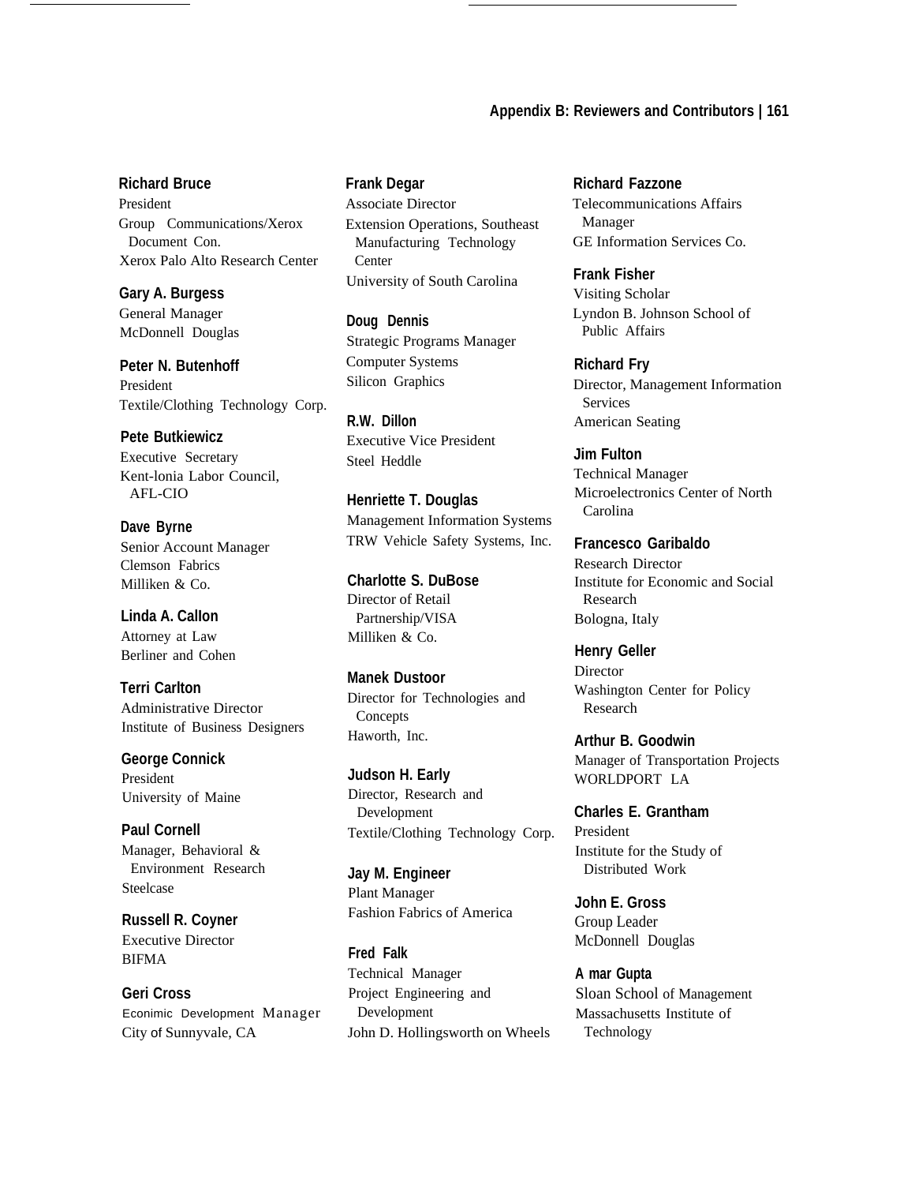**Richard Bruce**
President
Group Communications/Xerox Document Con.
Xerox Palo Alto Research Center

**Gary A. Burgess**
General Manager
McDonnell Douglas

**Peter N. Butenhoff**
President
Textile/Clothing Technology Corp.

**Pete Butkiewicz**
Executive Secretary
Kent-lonia Labor Council, AFL-CIO

**Dave Byrne**
Senior Account Manager
Clemson Fabrics
Milliken & Co.

**Linda A. Callon**
Attorney at Law
Berliner and Cohen

**Terri Carlton**
Administrative Director
Institute of Business Designers

**George Connick**
President
University of Maine

**Paul Cornell**
Manager, Behavioral & Environment Research
Steelcase

**Russell R. Coyner**
Executive Director
BIFMA

**Geri Cross**
Econimic Development Manager
City of Sunnyvale, CA

**Frank Degar**
Associate Director
Extension Operations, Southeast Manufacturing Technology Center
University of South Carolina

**Doug Dennis**
Strategic Programs Manager
Computer Systems
Silicon Graphics

**R.W. Dillon**
Executive Vice President
Steel Heddle

**Henriette T. Douglas**
Management Information Systems
TRW Vehicle Safety Systems, Inc.

**Charlotte S. DuBose**
Director of Retail Partnership/VISA
Milliken & Co.

**Manek Dustoor**
Director for Technologies and Concepts
Haworth, Inc.

**Judson H. Early**
Director, Research and Development
Textile/Clothing Technology Corp.

**Jay M. Engineer**
Plant Manager
Fashion Fabrics of America

**Fred Falk**
Technical Manager
Project Engineering and Development
John D. Hollingsworth on Wheels

**Richard Fazzone**
Telecommunications Affairs Manager
GE Information Services Co.

**Frank Fisher**
Visiting Scholar
Lyndon B. Johnson School of Public Affairs

**Richard Fry**
Director, Management Information Services
American Seating

**Jim Fulton**
Technical Manager
Microelectronics Center of North Carolina

**Francesco Garibaldo**
Research Director
Institute for Economic and Social Research
Bologna, Italy

**Henry Geller**
Director
Washington Center for Policy Research

**Arthur B. Goodwin**
Manager of Transportation Projects
WORLDPORT LA

**Charles E. Grantham**
President
Institute for the Study of Distributed Work

**John E. Gross**
Group Leader
McDonnell Douglas

**A mar Gupta**
Sloan School of Management
Massachusetts Institute of Technology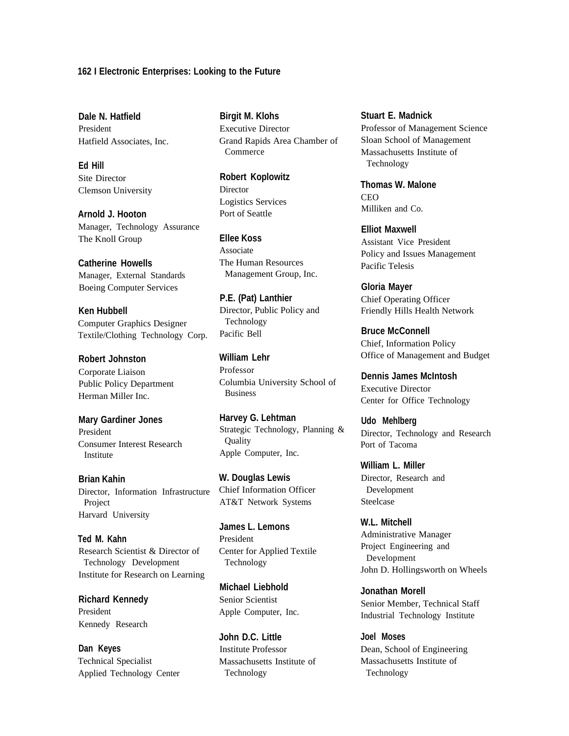**Dale N. Hatfield**
President
Hatfield Associates, Inc.

**Ed Hill**
Site Director
Clemson University

**Arnold J. Hooton**
Manager, Technology Assurance
The Knoll Group

**Catherine Howells**
Manager, External Standards
Boeing Computer Services

**Ken Hubbell**
Computer Graphics Designer
Textile/Clothing Technology Corp.

**Robert Johnston**
Corporate Liaison
Public Policy Department
Herman Miller Inc.

**Mary Gardiner Jones**
President
Consumer Interest Research Institute

**Brian Kahin**
Director, Information Infrastructure Project
Harvard University

**Ted M. Kahn**
Research Scientist & Director of Technology Development
Institute for Research on Learning

**Richard Kennedy**
President
Kennedy Research

**Dan Keyes**
Technical Specialist
Applied Technology Center

**Birgit M. Klohs**
Executive Director
Grand Rapids Area Chamber of Commerce

**Robert Koplowitz**
Director
Logistics Services
Port of Seattle

**Ellee Koss**
Associate
The Human Resources Management Group, Inc.

**P.E. (Pat) Lanthier**
Director, Public Policy and Technology
Pacific Bell

**William Lehr**
Professor
Columbia University School of Business

**Harvey G. Lehtman**
Strategic Technology, Planning & Quality
Apple Computer, Inc.

**W. Douglas Lewis**
Chief Information Officer
AT&T Network Systems

**James L. Lemons**
President
Center for Applied Textile Technology

**Michael Liebhold**
Senior Scientist
Apple Computer, Inc.

**John D.C. Little**
Institute Professor
Massachusetts Institute of Technology

**Stuart E. Madnick**
Professor of Management Science
Sloan School of Management
Massachusetts Institute of Technology

**Thomas W. Malone**
CEO
Milliken and Co.

**Elliot Maxwell**
Assistant Vice President
Policy and Issues Management
Pacific Telesis

**Gloria Mayer**
Chief Operating Officer
Friendly Hills Health Network

**Bruce McConnell**
Chief, Information Policy
Office of Management and Budget

**Dennis James McIntosh**
Executive Director
Center for Office Technology

**Udo Mehlberg**
Director, Technology and Research
Port of Tacoma

**William L. Miller**
Director, Research and Development
Steelcase

**W.L. Mitchell**
Administrative Manager
Project Engineering and Development
John D. Hollingsworth on Wheels

**Jonathan Morell**
Senior Member, Technical Staff
Industrial Technology Institute

**Joel Moses**
Dean, School of Engineering
Massachusetts Institute of Technology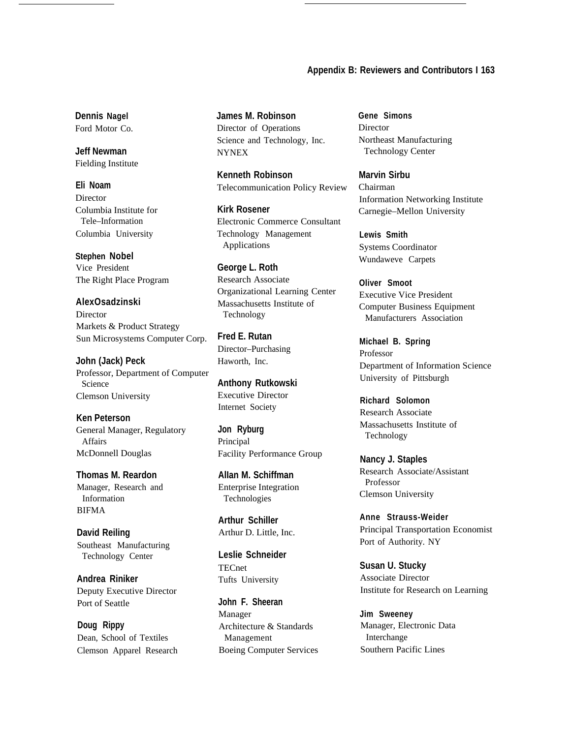**Dennis Nagel**
Ford Motor Co.

**Jeff Newman**
Fielding Institute

**Eli Noam**
Director
Columbia Institute for Tele–Information
Columbia University

**Stephen Nobel**
Vice President
The Right Place Program

**AlexOsadzinski**
Director
Markets & Product Strategy
Sun Microsystems Computer Corp.

**John (Jack) Peck**
Professor, Department of Computer Science
Clemson University

**Ken Peterson**
General Manager, Regulatory Affairs
McDonnell Douglas

**Thomas M. Reardon**
Manager, Research and Information
BIFMA

**David Reiling**
Southeast Manufacturing Technology Center

**Andrea Riniker**
Deputy Executive Director
Port of Seattle

**Doug Rippy**
Dean, School of Textiles
Clemson Apparel Research

**James M. Robinson**
Director of Operations
Science and Technology, Inc.
NYNEX

**Kenneth Robinson**
Telecommunication Policy Review

**Kirk Rosener**
Electronic Commerce Consultant
Technology Management Applications

**George L. Roth**
Research Associate
Organizational Learning Center
Massachusetts Institute of Technology

**Fred E. Rutan**
Director–Purchasing
Haworth, Inc.

**Anthony Rutkowski**
Executive Director
Internet Society

**Jon Ryburg**
Principal
Facility Performance Group

**Allan M. Schiffman**
Enterprise Integration Technologies

**Arthur Schiller**
Arthur D. Little, Inc.

**Leslie Schneider**
TECnet
Tufts University

**John F. Sheeran**
Manager
Architecture & Standards Management
Boeing Computer Services

**Gene Simons**
Director
Northeast Manufacturing Technology Center

**Marvin Sirbu**
Chairman
Information Networking Institute
Carnegie–Mellon University

**Lewis Smith**
Systems Coordinator
Wundaweve Carpets

**Oliver Smoot**
Executive Vice President
Computer Business Equipment Manufacturers Association

**Michael B. Spring**
Professor
Department of Information Science
University of Pittsburgh

**Richard Solomon**
Research Associate
Massachusetts Institute of Technology

**Nancy J. Staples**
Research Associate/Assistant Professor
Clemson University

**Anne Strauss-Weider**
Principal Transportation Economist
Port of Authority. NY

**Susan U. Stucky**
Associate Director
Institute for Research on Learning

**Jim Sweeney**
Manager, Electronic Data Interchange
Southern Pacific Lines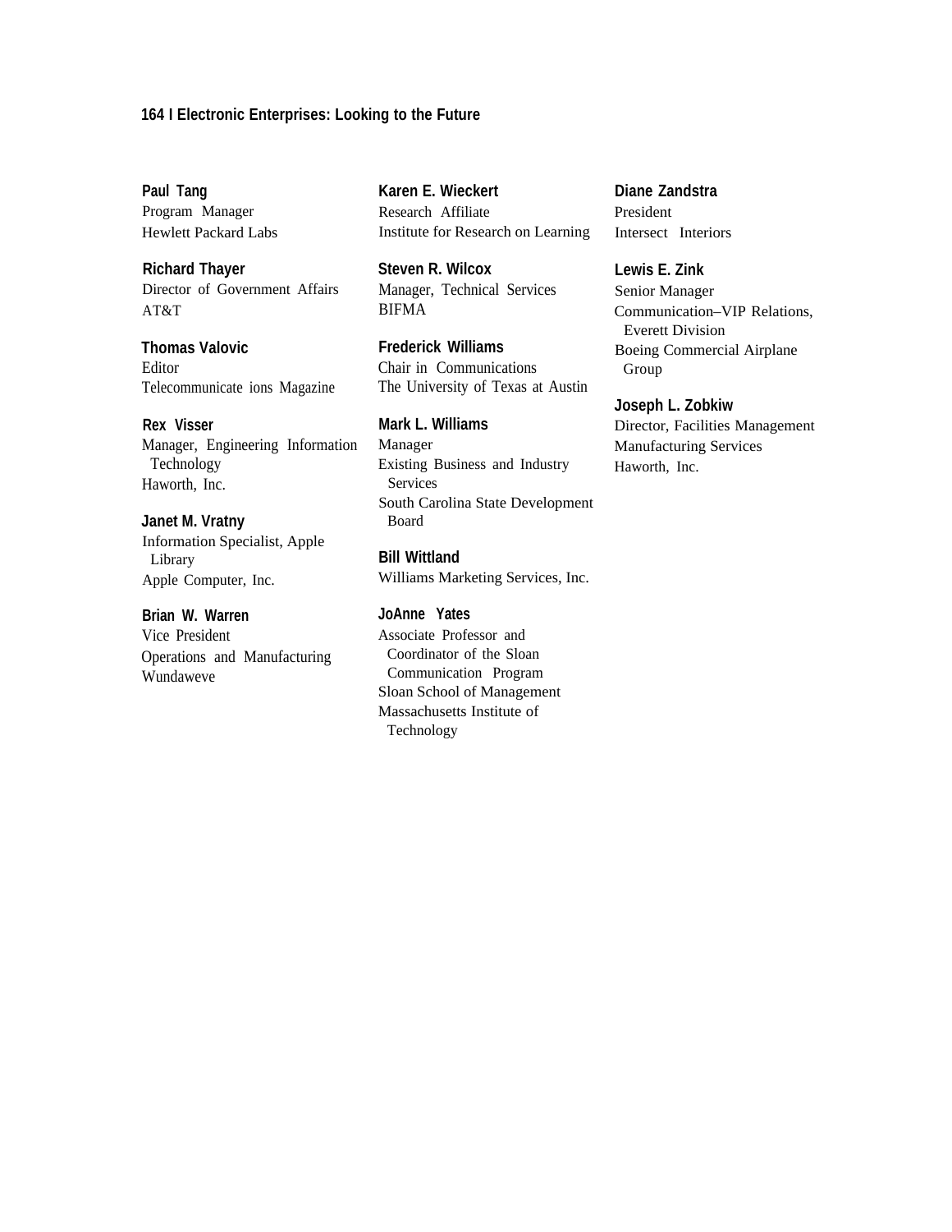**Paul Tang**
Program Manager
Hewlett Packard Labs

**Richard Thayer**
Director of Government Affairs
AT&T

**Thomas Valovic**
Editor
Telecommunicate ions Magazine

**Rex Visser**
Manager, Engineering Information Technology
Haworth, Inc.

**Janet M. Vratny**
Information Specialist, Apple Library
Apple Computer, Inc.

**Brian W. Warren**
Vice President
Operations and Manufacturing
Wundaweve

**Karen E. Wieckert**
Research Affiliate
Institute for Research on Learning

**Steven R. Wilcox**
Manager, Technical Services
BIFMA

**Frederick Williams**
Chair in Communications
The University of Texas at Austin

**Mark L. Williams**
Manager
Existing Business and Industry Services
South Carolina State Development Board

**Bill Wittland**
Williams Marketing Services, Inc.

**JoAnne Yates**
Associate Professor and Coordinator of the Sloan Communication Program
Sloan School of Management
Massachusetts Institute of Technology

**Diane Zandstra**
President
Intersect Interiors

**Lewis E. Zink**
Senior Manager
Communication–VIP Relations, Everett Division
Boeing Commercial Airplane Group

**Joseph L. Zobkiw**
Director, Facilities Management
Manufacturing Services
Haworth, Inc.